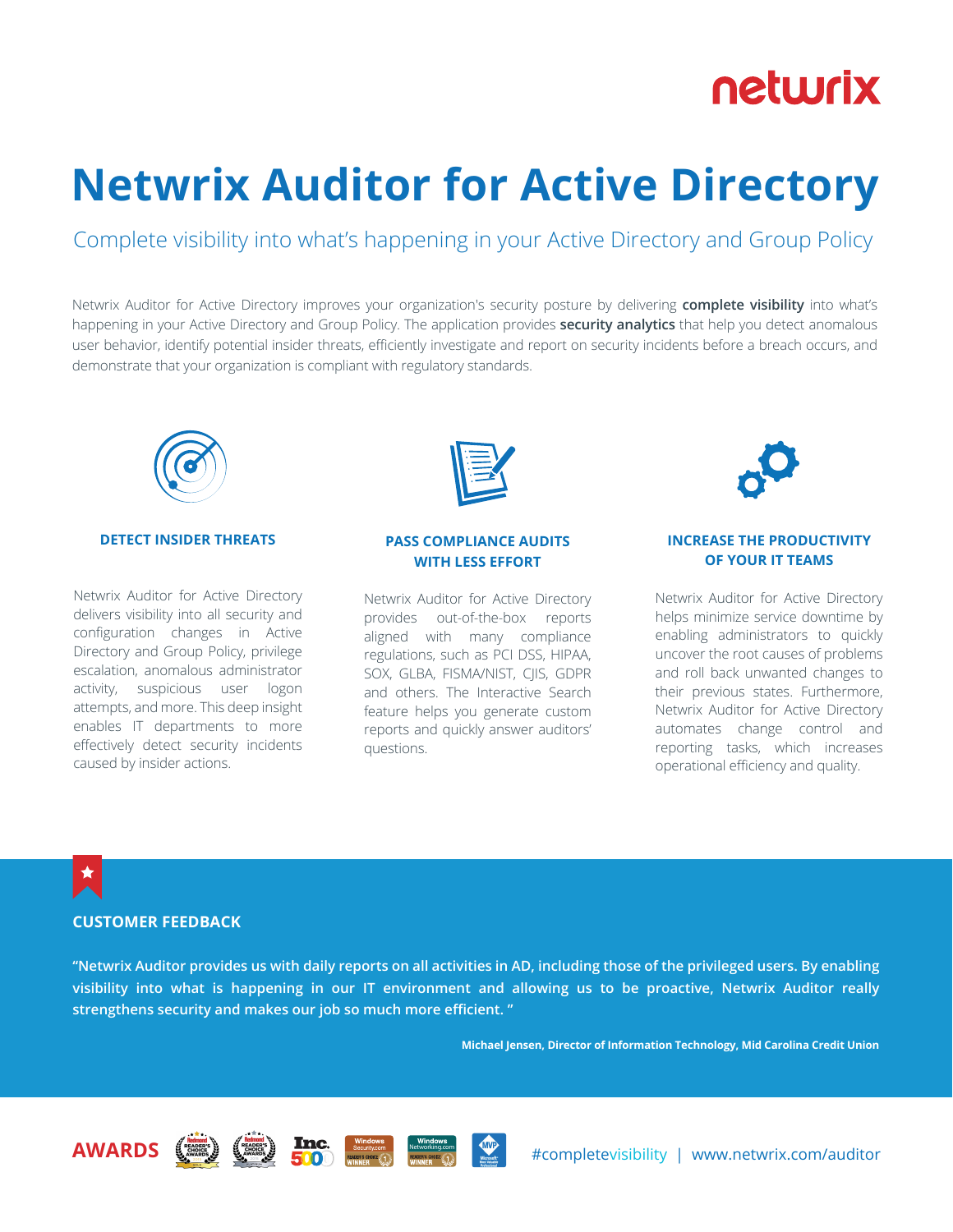netwrix

# Netwrix Auditor for Active Directory

## Complete visibility into what's happening in your Active Directory and Group Policy

Netwrix Auditor for Active Directory improves your organization's security posture by delivering **complete visibility** into what's happening in your Active Directory and Group Policy. The application provides **security analytics** that help you detect anomalous user behavior, identify potential insider threats, efficiently investigate and report on security incidents before a breach occurs, and demonstrate that your organization is compliant with regulatory standards.

### DETECT INSIDER THREATS

Netwrix Auditor for Active Directory delivers visibility into all security and configuration changes in Active Directory and Group Policy, privilege escalation, anomalous administrator activity, suspicious user logon attempts, and more. This deep insight enables IT departments to more effectively detect security incidents caused by insider actions.

### PASS COMPLIANCE AUDITS WITH LESS EFFORT

Netwrix Auditor for Active Directory provides out-of-the-box reports aligned with many compliance regulations, such as PCI DSS, HIPAA, SOX, GLBA, FISMA/NIST, CJIS, GDPR and others. The Interactive Search feature helps you generate custom reports and quickly answer auditors' questions.

### INCREASE THE PRODUCTIVITY OF YOUR IT TEAMS

Netwrix Auditor for Active Directory helps minimize service downtime by enabling administrators to quickly uncover the root causes of problems and roll back unwanted changes to their previous states. Furthermore, Netwrix Auditor for Active Directory automates change control and reporting tasks, which increases operational efficiency and quality.

### CUSTOMER FEEDBACK

**"Netwrix Auditor provides us with daily reports on all activities in AD, including those of the privileged users. By enabling visibility into what is happening in our IT environment and allowing us to be proactive, Netwrix Auditor really strengthens security and makes our job so much more efficient. "**

**Michael Jensen, Director of Information Technology, Mid Carolina Credit Union**

**AWARDS**

#completevisibility | www.netwrix.com/auditor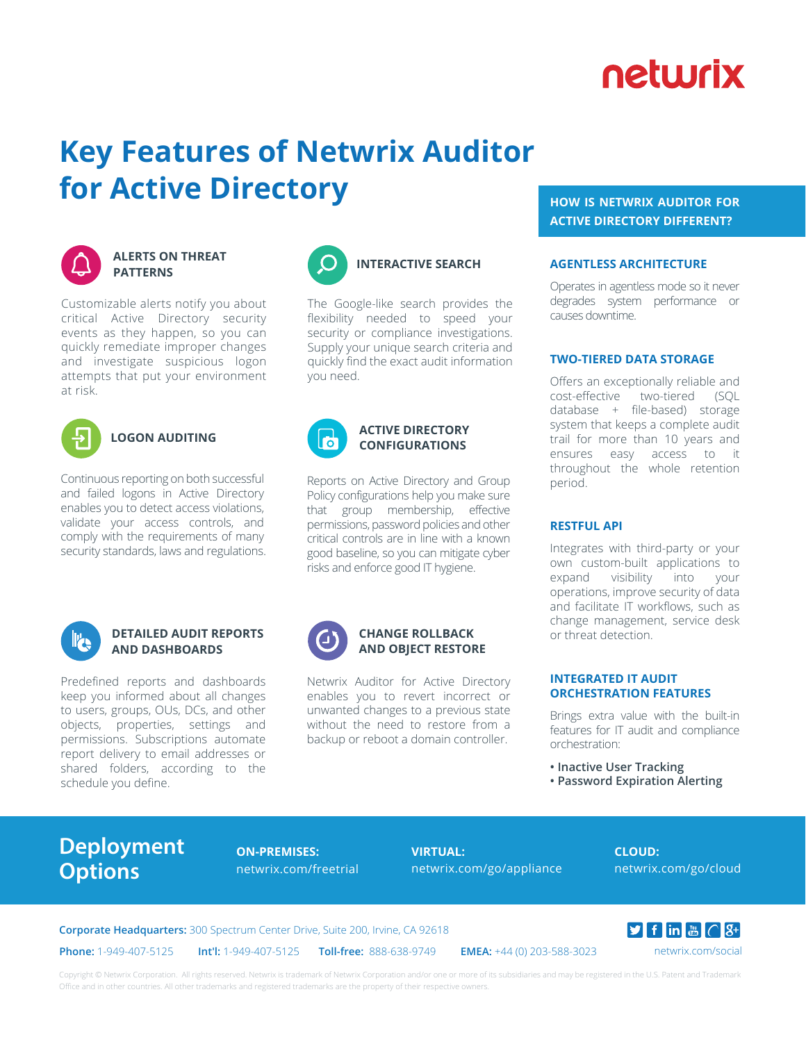# Key Features of Netwrix Auditor for Active Directory

### ALERTS ON THREAT PATTERNS

Customizable alerts notify you about critical Active Directory security events as they happen, so you can quickly remediate improper changes and investigate suspicious logon attempts that put your environment at risk.

### INTERACTIVE SEARCH

The Google-like search provides the flexibility needed to speed your security or compliance investigations. Supply your unique search criteria and quickly find the exact audit information you need.

### LOGON AUDITING

Continuous reporting on both successful and failed logons in Active Directory enables you to detect access violations, validate your access controls, and comply with the requirements of many security standards, laws and regulations.

### ACTIVE DIRECTORY CONFIGURATIONS

Reports on Active Directory and Group Policy configurations help you make sure that group membership, effective permissions, password policies and other critical controls are in line with a known good baseline, so you can mitigate cyber risks and enforce good IT hygiene.

### DETAILED AUDIT REPORTS AND DASHBOARDS

Predefined reports and dashboards keep you informed about all changes to users, groups, OUs, DCs, and other objects, properties, settings and permissions. Subscriptions automate report delivery to email addresses or shared folders, according to the schedule you define.

### CHANGE ROLLBACK AND OBJECT RESTORE

Netwrix Auditor for Active Directory enables you to revert incorrect or unwanted changes to a previous state without the need to restore from a backup or reboot a domain controller.

## HOW IS NETWRIX AUDITOR FOR ACTIVE DIRECTORY DIFFERENT?

### AGENTLESS ARCHITECTURE

Operates in agentless mode so it never degrades system performance or causes downtime.

### TWO-TIERED DATA STORAGE

Offers an exceptionally reliable and cost-effective two-tiered (SQL database + file-based) storage system that keeps a complete audit trail for more than 10 years and ensures easy access to it throughout the whole retention period.

### RESTFUL API

Integrates with third-party or your own custom-built applications to expand visibility into your operations, improve security of data and facilitate IT workflows, such as change management, service desk or threat detection.

### INTEGRATED IT AUDIT ORCHESTRATION FEATURES

Brings extra value with the built-in features for IT audit and compliance orchestration:

- Inactive User Tracking
- Password Expiration Alerting

## Deployment Options

**ON-PREMISES:** netwrix.com/freetrial

**VIRTUAL:** netwrix.com/go/appliance

**CLOUD:** netwrix.com/go/cloud

**Corporate Headquarters:** 300 Spectrum Center Drive, Suite 200, Irvine, CA 92618

**Phone:** 1-949-407-5125 **Int'l:** 1-949-407-5125 **Toll-free:** 888-638-9749 **EMEA:** +44 (0) 203-588-3023

netwrix.com/social

Copyright © Netwrix Corporation. All rights reserved. Netwrix is trademark of Netwrix Corporation and/or one or more of its subsidiaries and may be registered in the U.S. Patent and Trademark Office and in other countries. All other trademarks and registered trademarks are the property of their respective owners.